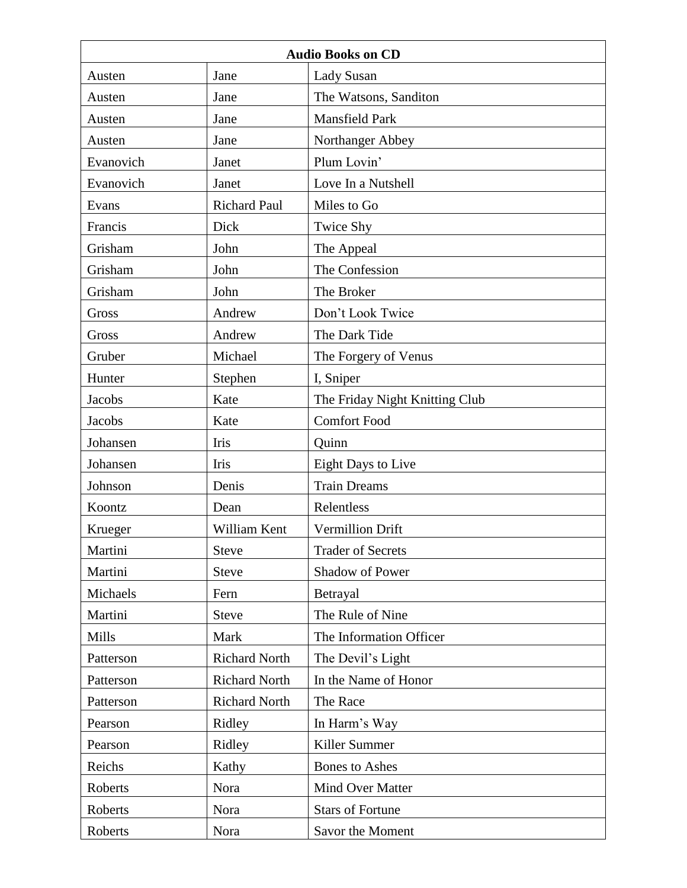| Audio Books on CD | | |
|---|---|---|
| Austen | Jane | Lady Susan |
| Austen | Jane | The Watsons, Sanditon |
| Austen | Jane | Mansfield Park |
| Austen | Jane | Northanger Abbey |
| Evanovich | Janet | Plum Lovin' |
| Evanovich | Janet | Love In a Nutshell |
| Evans | Richard Paul | Miles to Go |
| Francis | Dick | Twice Shy |
| Grisham | John | The Appeal |
| Grisham | John | The Confession |
| Grisham | John | The Broker |
| Gross | Andrew | Don't Look Twice |
| Gross | Andrew | The Dark Tide |
| Gruber | Michael | The Forgery of Venus |
| Hunter | Stephen | I, Sniper |
| Jacobs | Kate | The Friday Night Knitting Club |
| Jacobs | Kate | Comfort Food |
| Johansen | Iris | Quinn |
| Johansen | Iris | Eight Days to Live |
| Johnson | Denis | Train Dreams |
| Koontz | Dean | Relentless |
| Krueger | William Kent | Vermillion Drift |
| Martini | Steve | Trader of Secrets |
| Martini | Steve | Shadow of Power |
| Michaels | Fern | Betrayal |
| Martini | Steve | The Rule of Nine |
| Mills | Mark | The Information Officer |
| Patterson | Richard North | The Devil's Light |
| Patterson | Richard North | In the Name of Honor |
| Patterson | Richard North | The Race |
| Pearson | Ridley | In Harm's Way |
| Pearson | Ridley | Killer Summer |
| Reichs | Kathy | Bones to Ashes |
| Roberts | Nora | Mind Over Matter |
| Roberts | Nora | Stars of Fortune |
| Roberts | Nora | Savor the Moment |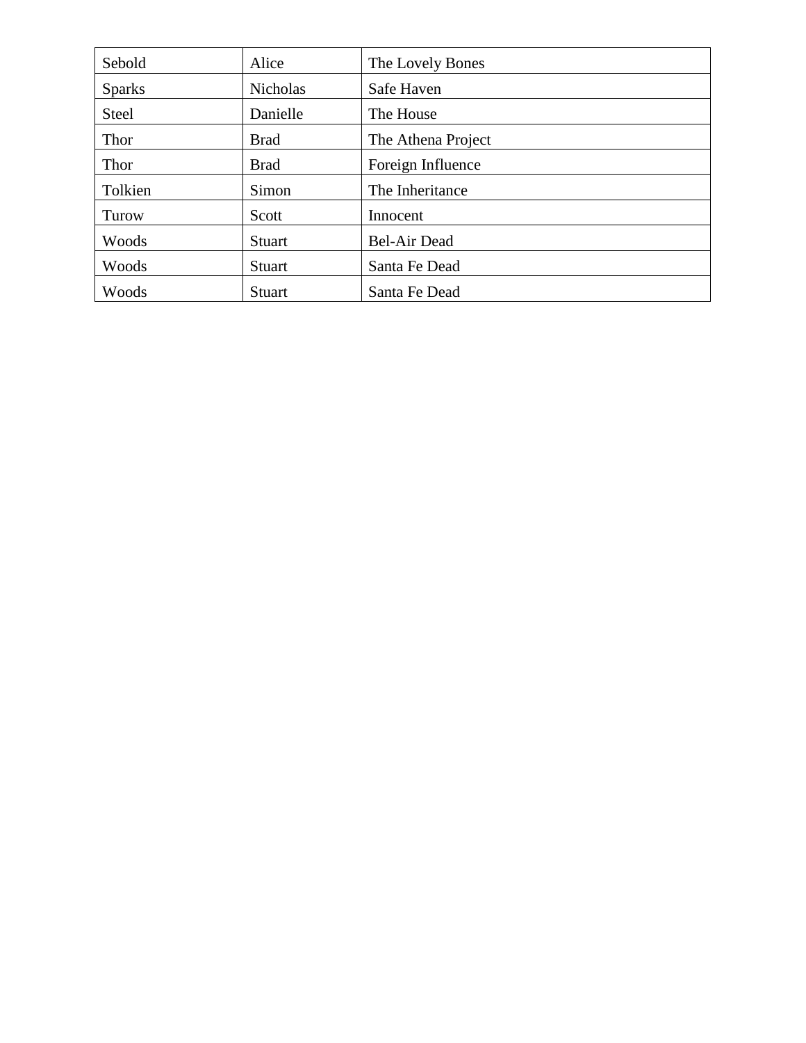| | | |
|---|---|---|
| Sebold | Alice | The Lovely Bones |
| Sparks | Nicholas | Safe Haven |
| Steel | Danielle | The House |
| Thor | Brad | The Athena Project |
| Thor | Brad | Foreign Influence |
| Tolkien | Simon | The Inheritance |
| Turow | Scott | Innocent |
| Woods | Stuart | Bel-Air Dead |
| Woods | Stuart | Santa Fe Dead |
| Woods | Stuart | Santa Fe Dead |